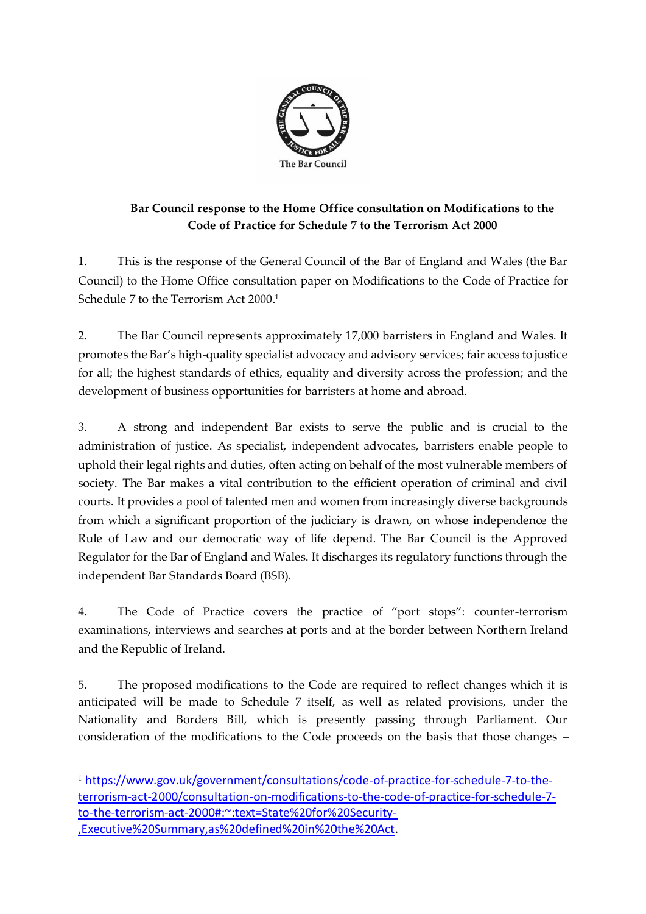The Bar Council

**Bar Council response to the Home Office consultation on Modifications to the Code of Practice for Schedule 7 to the Terrorism Act 2000**

1. This is the response of the General Council of the Bar of England and Wales (the Bar Council) to the Home Office consultation paper on Modifications to the Code of Practice for Schedule 7 to the Terrorism Act 2000.[1]

2. The Bar Council represents approximately 17,000 barristers in England and Wales. It promotes the Bar's high-quality specialist advocacy and advisory services; fair access to justice for all; the highest standards of ethics, equality and diversity across the profession; and the development of business opportunities for barristers at home and abroad.

3. A strong and independent Bar exists to serve the public and is crucial to the administration of justice. As specialist, independent advocates, barristers enable people to uphold their legal rights and duties, often acting on behalf of the most vulnerable members of society. The Bar makes a vital contribution to the efficient operation of criminal and civil courts. It provides a pool of talented men and women from increasingly diverse backgrounds from which a significant proportion of the judiciary is drawn, on whose independence the Rule of Law and our democratic way of life depend. The Bar Council is the Approved Regulator for the Bar of England and Wales. It discharges its regulatory functions through the independent Bar Standards Board (BSB).

4. The Code of Practice covers the practice of "port stops": counter-terrorism examinations, interviews and searches at ports and at the border between Northern Ireland and the Republic of Ireland.

5. The proposed modifications to the Code are required to reflect changes which it is anticipated will be made to Schedule 7 itself, as well as related provisions, under the Nationality and Borders Bill, which is presently passing through Parliament. Our consideration of the modifications to the Code proceeds on the basis that those changes –

---

[1] https://www.gov.uk/government/consultations/code-of-practice-for-schedule-7-to-the-terrorism-act-2000/consultation-on-modifications-to-the-code-of-practice-for-schedule-7-to-the-terrorism-act-2000#:~:text=State%20for%20Security-,Executive%20Summary,as%20defined%20in%20the%20Act.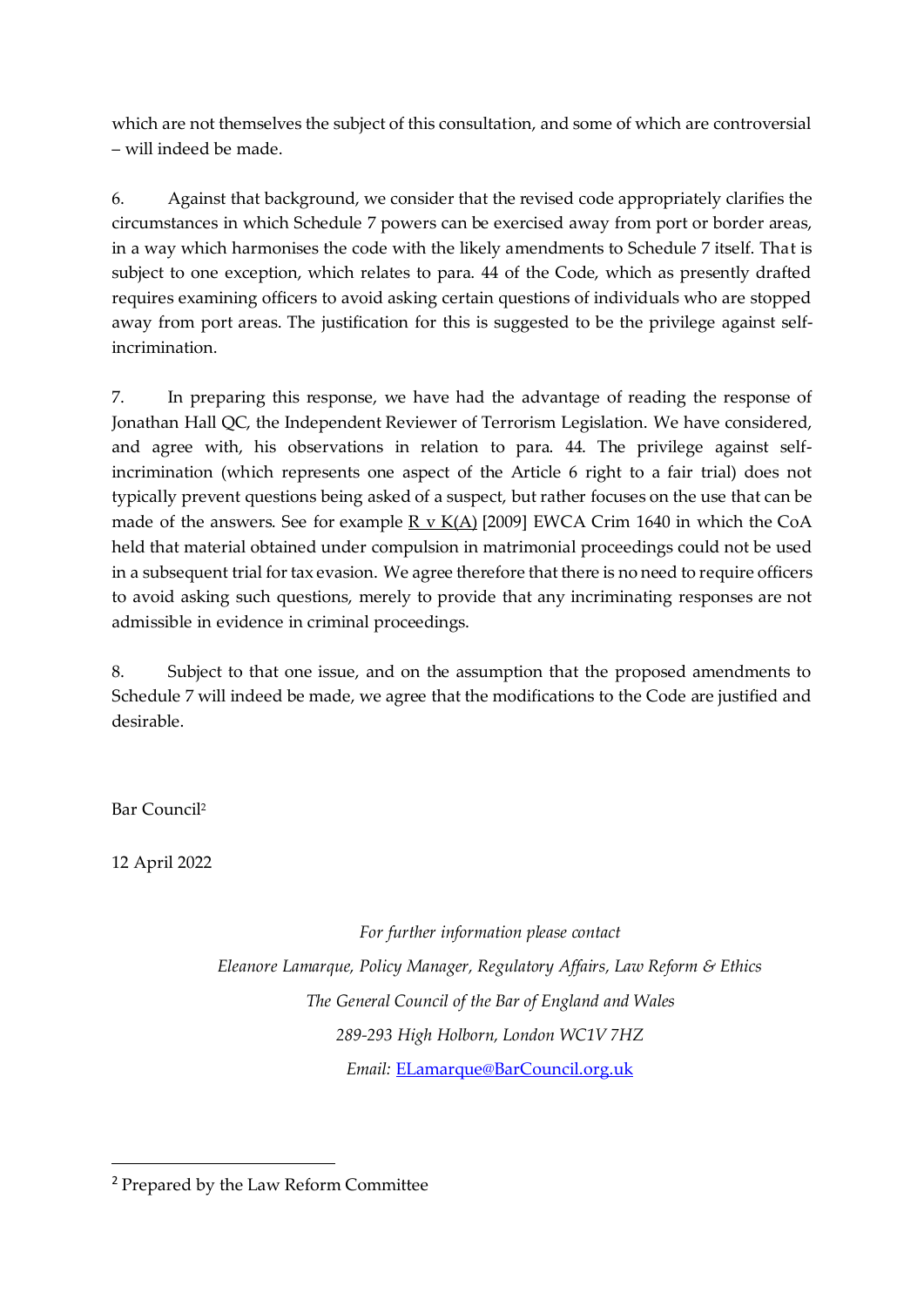which are not themselves the subject of this consultation, and some of which are controversial – will indeed be made.

6. Against that background, we consider that the revised code appropriately clarifies the circumstances in which Schedule 7 powers can be exercised away from port or border areas, in a way which harmonises the code with the likely amendments to Schedule 7 itself. That is subject to one exception, which relates to para. 44 of the Code, which as presently drafted requires examining officers to avoid asking certain questions of individuals who are stopped away from port areas. The justification for this is suggested to be the privilege against self-incrimination.

7. In preparing this response, we have had the advantage of reading the response of Jonathan Hall QC, the Independent Reviewer of Terrorism Legislation. We have considered, and agree with, his observations in relation to para. 44. The privilege against self-incrimination (which represents one aspect of the Article 6 right to a fair trial) does not typically prevent questions being asked of a suspect, but rather focuses on the use that can be made of the answers. See for example R v K(A) [2009] EWCA Crim 1640 in which the CoA held that material obtained under compulsion in matrimonial proceedings could not be used in a subsequent trial for tax evasion. We agree therefore that there is no need to require officers to avoid asking such questions, merely to provide that any incriminating responses are not admissible in evidence in criminal proceedings.

8. Subject to that one issue, and on the assumption that the proposed amendments to Schedule 7 will indeed be made, we agree that the modifications to the Code are justified and desirable.

Bar Council[2]

12 April 2022

*For further information please contact*

*Eleanore Lamarque, Policy Manager, Regulatory Affairs, Law Reform & Ethics*

*The General Council of the Bar of England and Wales*

*289-293 High Holborn, London WC1V 7HZ*

*Email:* ELamarque@BarCouncil.org.uk

---

[2] Prepared by the Law Reform Committee